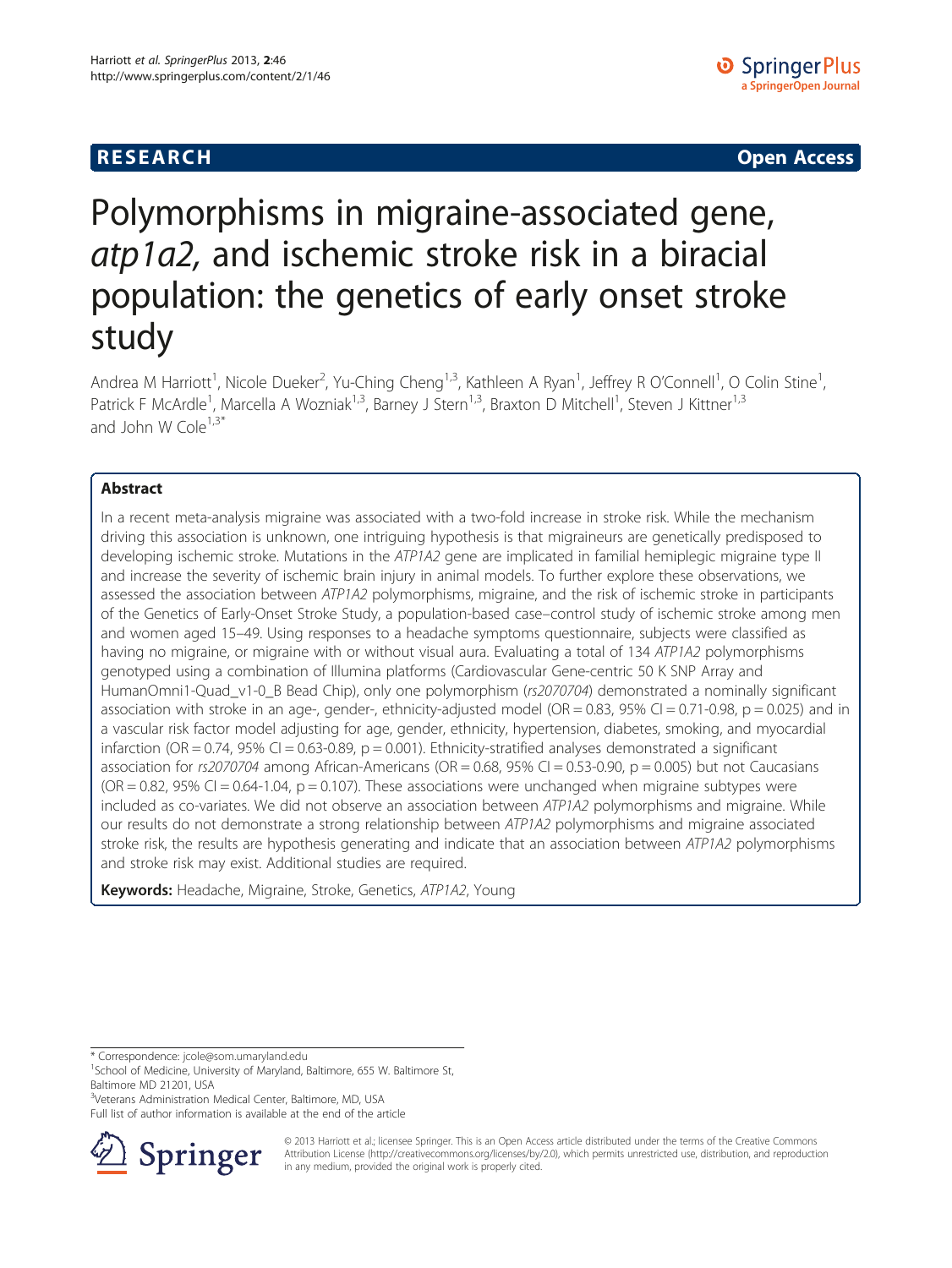**RESEARCH** **Open Access**

# Polymorphisms in migraine-associated gene, *atp1a2,* and ischemic stroke risk in a biracial population: the genetics of early onset stroke study

Andrea M Harriott[1], Nicole Dueker[2], Yu-Ching Cheng[1,3], Kathleen A Ryan[1], Jeffrey R O'Connell[1], O Colin Stine[1], Patrick F McArdle[1], Marcella A Wozniak[1,3], Barney J Stern[1,3], Braxton D Mitchell[1], Steven J Kittner[1,3] and John W Cole[1,3*]

## Abstract

In a recent meta-analysis migraine was associated with a two-fold increase in stroke risk. While the mechanism driving this association is unknown, one intriguing hypothesis is that migraineurs are genetically predisposed to developing ischemic stroke. Mutations in the *ATP1A2* gene are implicated in familial hemiplegic migraine type II and increase the severity of ischemic brain injury in animal models. To further explore these observations, we assessed the association between *ATP1A2* polymorphisms, migraine, and the risk of ischemic stroke in participants of the Genetics of Early-Onset Stroke Study, a population-based case–control study of ischemic stroke among men and women aged 15–49. Using responses to a headache symptoms questionnaire, subjects were classified as having no migraine, or migraine with or without visual aura. Evaluating a total of 134 *ATP1A2* polymorphisms genotyped using a combination of Illumina platforms (Cardiovascular Gene-centric 50 K SNP Array and HumanOmni1-Quad_v1-0_B Bead Chip), only one polymorphism (*rs2070704*) demonstrated a nominally significant association with stroke in an age-, gender-, ethnicity-adjusted model (OR = 0.83, 95% CI = 0.71-0.98, p = 0.025) and in a vascular risk factor model adjusting for age, gender, ethnicity, hypertension, diabetes, smoking, and myocardial infarction (OR = 0.74, 95% CI = 0.63-0.89, p = 0.001). Ethnicity-stratified analyses demonstrated a significant association for *rs2070704* among African-Americans (OR = 0.68, 95% CI = 0.53-0.90, p = 0.005) but not Caucasians (OR = 0.82, 95% CI = 0.64-1.04, p = 0.107). These associations were unchanged when migraine subtypes were included as co-variates. We did not observe an association between *ATP1A2* polymorphisms and migraine. While our results do not demonstrate a strong relationship between *ATP1A2* polymorphisms and migraine associated stroke risk, the results are hypothesis generating and indicate that an association between *ATP1A2* polymorphisms and stroke risk may exist. Additional studies are required.

**Keywords:** Headache, Migraine, Stroke, Genetics, *ATP1A2*, Young

---

\* Correspondence: jcole@som.umaryland.edu
[1]School of Medicine, University of Maryland, Baltimore, 655 W. Baltimore St, Baltimore MD 21201, USA
[3]Veterans Administration Medical Center, Baltimore, MD, USA
Full list of author information is available at the end of the article

© 2013 Harriott et al.; licensee Springer. This is an Open Access article distributed under the terms of the Creative Commons Attribution License (http://creativecommons.org/licenses/by/2.0), which permits unrestricted use, distribution, and reproduction in any medium, provided the original work is properly cited.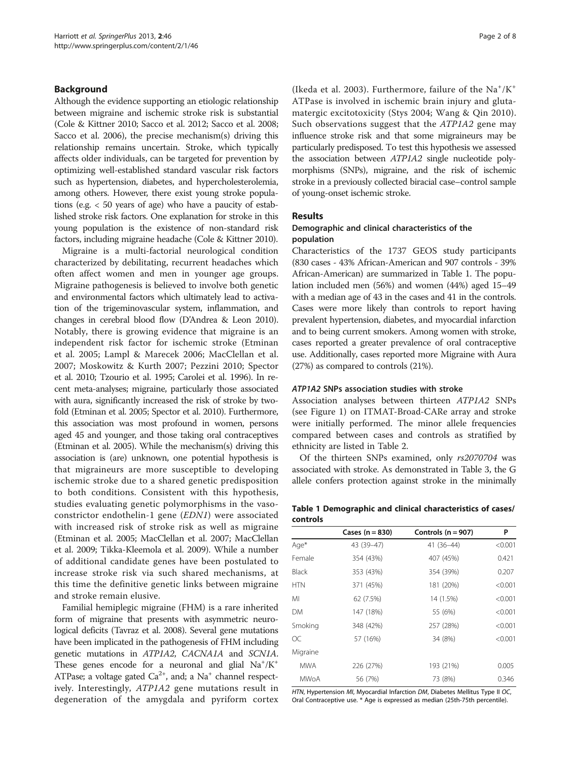## Background

Although the evidence supporting an etiologic relationship between migraine and ischemic stroke risk is substantial (Cole & Kittner 2010; Sacco et al. 2012; Sacco et al. 2008; Sacco et al. 2006), the precise mechanism(s) driving this relationship remains uncertain. Stroke, which typically affects older individuals, can be targeted for prevention by optimizing well-established standard vascular risk factors such as hypertension, diabetes, and hypercholesterolemia, among others. However, there exist young stroke populations (e.g. < 50 years of age) who have a paucity of established stroke risk factors. One explanation for stroke in this young population is the existence of non-standard risk factors, including migraine headache (Cole & Kittner 2010).

Migraine is a multi-factorial neurological condition characterized by debilitating, recurrent headaches which often affect women and men in younger age groups. Migraine pathogenesis is believed to involve both genetic and environmental factors which ultimately lead to activation of the trigeminovascular system, inflammation, and changes in cerebral blood flow (D'Andrea & Leon 2010). Notably, there is growing evidence that migraine is an independent risk factor for ischemic stroke (Etminan et al. 2005; Lampl & Marecek 2006; MacClellan et al. 2007; Moskowitz & Kurth 2007; Pezzini 2010; Spector et al. 2010; Tzourio et al. 1995; Carolei et al. 1996). In recent meta-analyses; migraine, particularly those associated with aura, significantly increased the risk of stroke by two-fold (Etminan et al. 2005; Spector et al. 2010). Furthermore, this association was most profound in women, persons aged 45 and younger, and those taking oral contraceptives (Etminan et al. 2005). While the mechanism(s) driving this association is (are) unknown, one potential hypothesis is that migraineurs are more susceptible to developing ischemic stroke due to a shared genetic predisposition to both conditions. Consistent with this hypothesis, studies evaluating genetic polymorphisms in the vasoconstrictor endothelin-1 gene (*EDN1*) were associated with increased risk of stroke risk as well as migraine (Etminan et al. 2005; MacClellan et al. 2007; MacClellan et al. 2009; Tikka-Kleemola et al. 2009). While a number of additional candidate genes have been postulated to increase stroke risk via such shared mechanisms, at this time the definitive genetic links between migraine and stroke remain elusive.

Familial hemiplegic migraine (FHM) is a rare inherited form of migraine that presents with asymmetric neurological deficits (Tavraz et al. 2008). Several gene mutations have been implicated in the pathogenesis of FHM including genetic mutations in *ATP1A2*, *CACNA1A* and *SCN1A*. These genes encode for a neuronal and glial $Na^+/K^+$ ATPase; a voltage gated $Ca^{2+}$, and; a $Na^+$ channel respectively. Interestingly, *ATP1A2* gene mutations result in degeneration of the amygdala and pyriform cortex (Ikeda et al. 2003). Furthermore, failure of the $Na^+/K^+$ ATPase is involved in ischemic brain injury and glutamatergic excitotoxicity (Stys 2004; Wang & Qin 2010). Such observations suggest that the *ATP1A2* gene may influence stroke risk and that some migraineurs may be particularly predisposed. To test this hypothesis we assessed the association between *ATP1A2* single nucleotide polymorphisms (SNPs), migraine, and the risk of ischemic stroke in a previously collected biracial case–control sample of young-onset ischemic stroke.

## Results

### Demographic and clinical characteristics of the population

Characteristics of the 1737 GEOS study participants (830 cases - 43% African-American and 907 controls - 39% African-American) are summarized in Table 1. The population included men (56%) and women (44%) aged 15–49 with a median age of 43 in the cases and 41 in the controls. Cases were more likely than controls to report having prevalent hypertension, diabetes, and myocardial infarction and to being current smokers. Among women with stroke, cases reported a greater prevalence of oral contraceptive use. Additionally, cases reported more Migraine with Aura (27%) as compared to controls (21%).

### *ATP1A2* SNPs association studies with stroke

Association analyses between thirteen *ATP1A2* SNPs (see Figure 1) on ITMAT-Broad-CARe array and stroke were initially performed. The minor allele frequencies compared between cases and controls as stratified by ethnicity are listed in Table 2.

Of the thirteen SNPs examined, only *rs2070704* was associated with stroke. As demonstrated in Table 3, the G allele confers protection against stroke in the minimally

**Table 1 Demographic and clinical characteristics of cases/controls**

| | Cases (n = 830) | Controls (n = 907) | P |
|---|---|---|---|
| Age* | 43 (39–47) | 41 (36–44) | <0.001 |
| Female | 354 (43%) | 407 (45%) | 0.421 |
| Black | 353 (43%) | 354 (39%) | 0.207 |
| HTN | 371 (45%) | 181 (20%) | <0.001 |
| MI | 62 (7.5%) | 14 (1.5%) | <0.001 |
| DM | 147 (18%) | 55 (6%) | <0.001 |
| Smoking | 348 (42%) | 257 (28%) | <0.001 |
| OC | 57 (16%) | 34 (8%) | <0.001 |
| Migraine | | | |
| MWA | 226 (27%) | 193 (21%) | 0.005 |
| MWoA | 56 (7%) | 73 (8%) | 0.346 |

*HTN*, Hypertension *MI*, Myocardial Infarction *DM*, Diabetes Mellitus Type II *OC*, Oral Contraceptive use. * Age is expressed as median (25th-75th percentile).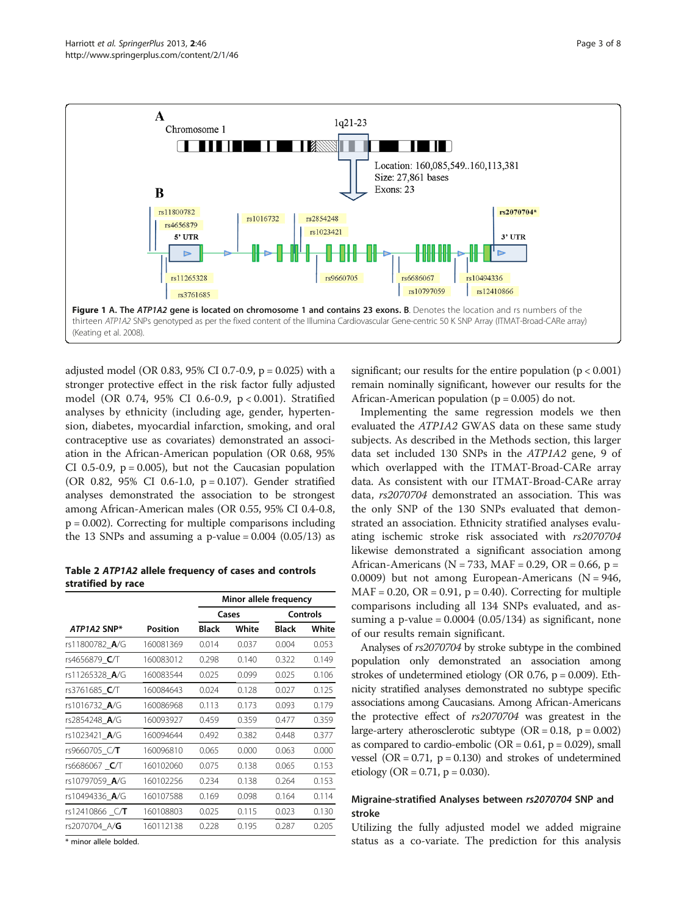**Figure 1 A. The *ATP1A2* gene is located on chromosome 1 and contains 23 exons. B.** Denotes the location and rs numbers of the thirteen *ATP1A2* SNPs genotyped as per the fixed content of the Illumina Cardiovascular Gene-centric 50 K SNP Array (ITMAT-Broad-CARe array) (Keating et al. 2008).

adjusted model (OR 0.83, 95% CI 0.7-0.9, p = 0.025) with a stronger protective effect in the risk factor fully adjusted model (OR 0.74, 95% CI 0.6-0.9, p < 0.001). Stratified analyses by ethnicity (including age, gender, hypertension, diabetes, myocardial infarction, smoking, and oral contraceptive use as covariates) demonstrated an association in the African-American population (OR 0.68, 95% CI 0.5-0.9, p = 0.005), but not the Caucasian population (OR 0.82, 95% CI 0.6-1.0, p = 0.107). Gender stratified analyses demonstrated the association to be strongest among African-American males (OR 0.55, 95% CI 0.4-0.8, p = 0.002). Correcting for multiple comparisons including the 13 SNPs and assuming a p-value = 0.004 (0.05/13) as significant; our results for the entire population (p < 0.001) remain nominally significant, however our results for the African-American population (p = 0.005) do not.

**Table 2 *ATP1A2* allele frequency of cases and controls stratified by race**

| | | Minor allele frequency | | | |
|---|---|---|---|---|---|
| | | Cases | | Controls | |
| *ATP1A2* SNP* | Position | Black | White | Black | White |
| rs11800782_**A**/G | 160081369 | 0.014 | 0.037 | 0.004 | 0.053 |
| rs4656879_**C**/T | 160083012 | 0.298 | 0.140 | 0.322 | 0.149 |
| rs11265328_**A**/G | 160083544 | 0.025 | 0.099 | 0.025 | 0.106 |
| rs3761685_**C**/T | 160084643 | 0.024 | 0.128 | 0.027 | 0.125 |
| rs1016732_**A**/G | 160086968 | 0.113 | 0.173 | 0.093 | 0.179 |
| rs2854248_**A**/G | 160093927 | 0.459 | 0.359 | 0.477 | 0.359 |
| rs1023421_**A**/G | 160094644 | 0.492 | 0.382 | 0.448 | 0.377 |
| rs9660705_C/**T** | 160096810 | 0.065 | 0.000 | 0.063 | 0.000 |
| rs6686067 _**C**/T | 160102060 | 0.075 | 0.138 | 0.065 | 0.153 |
| rs10797059_**A**/G | 160102256 | 0.234 | 0.138 | 0.264 | 0.153 |
| rs10494336_**A**/G | 160107588 | 0.169 | 0.098 | 0.164 | 0.114 |
| rs12410866 _C/**T** | 160108803 | 0.025 | 0.115 | 0.023 | 0.130 |
| rs2070704_A/**G** | 160112138 | 0.228 | 0.195 | 0.287 | 0.205 |

\* minor allele bolded.

Implementing the same regression models we then evaluated the *ATP1A2* GWAS data on these same study subjects. As described in the Methods section, this larger data set included 130 SNPs in the *ATP1A2* gene, 9 of which overlapped with the ITMAT-Broad-CARe array data. As consistent with our ITMAT-Broad-CARe array data, *rs2070704* demonstrated an association. This was the only SNP of the 130 SNPs evaluated that demonstrated an association. Ethnicity stratified analyses evaluating ischemic stroke risk associated with *rs2070704* likewise demonstrated a significant association among African-Americans (N = 733, MAF = 0.29, OR = 0.66, p = 0.0009) but not among European-Americans (N = 946, MAF = 0.20, OR = 0.91, p = 0.40). Correcting for multiple comparisons including all 134 SNPs evaluated, and assuming a p-value = 0.0004 (0.05/134) as significant, none of our results remain significant.

Analyses of *rs2070704* by stroke subtype in the combined population only demonstrated an association among strokes of undetermined etiology (OR 0.76, p = 0.009). Ethnicity stratified analyses demonstrated no subtype specific associations among Caucasians. Among African-Americans the protective effect of *rs2070704* was greatest in the large-artery atherosclerotic subtype (OR = 0.18, p = 0.002) as compared to cardio-embolic (OR = 0.61, p = 0.029), small vessel (OR = 0.71, p = 0.130) and strokes of undetermined etiology (OR = 0.71, p = 0.030).

### Migraine-stratified Analyses between *rs2070704* SNP and stroke

Utilizing the fully adjusted model we added migraine status as a co-variate. The prediction for this analysis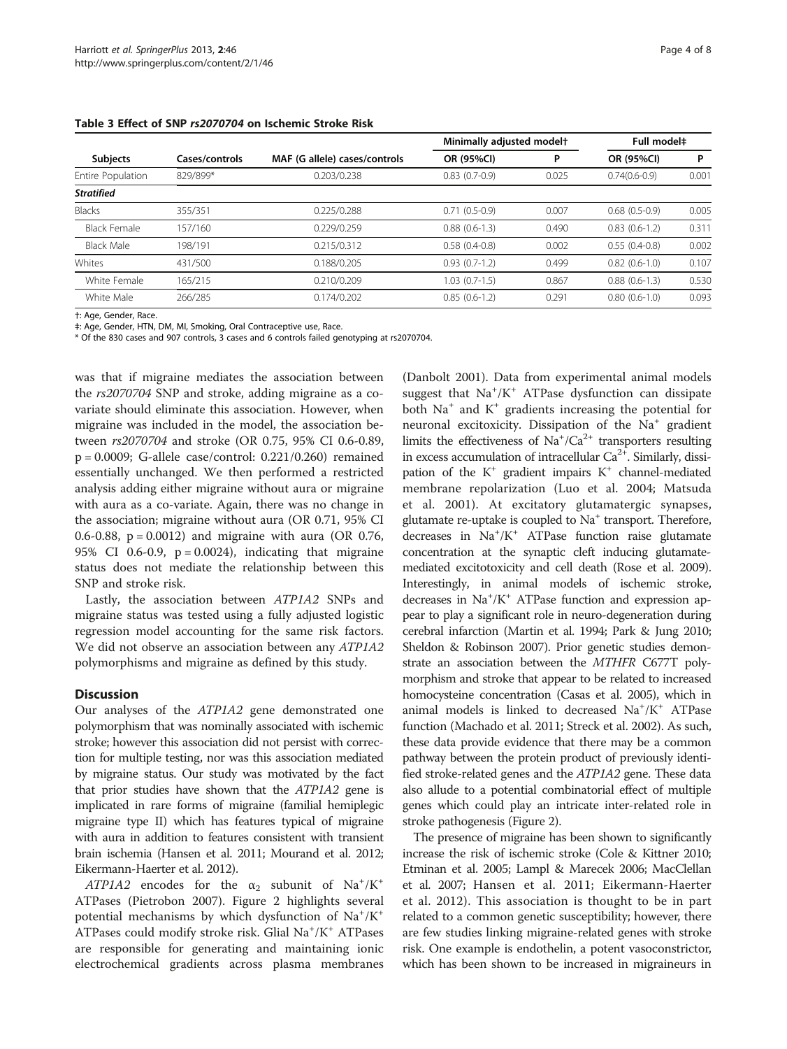**Table 3 Effect of SNP *rs2070704* on Ischemic Stroke Risk**

| Subjects | Cases/controls | MAF (G allele) cases/controls | Minimally adjusted model† | | Full model‡ | |
|---|---|---|---|---|---|---|
| | | | OR (95%CI) | P | OR (95%CI) | P |
| Entire Population | 829/899* | 0.203/0.238 | 0.83 (0.7-0.9) | 0.025 | 0.74(0.6-0.9) | 0.001 |
| ***Stratified*** | | | | | | |
| Blacks | 355/351 | 0.225/0.288 | 0.71 (0.5-0.9) | 0.007 | 0.68 (0.5-0.9) | 0.005 |
| Black Female | 157/160 | 0.229/0.259 | 0.88 (0.6-1.3) | 0.490 | 0.83 (0.6-1.2) | 0.311 |
| Black Male | 198/191 | 0.215/0.312 | 0.58 (0.4-0.8) | 0.002 | 0.55 (0.4-0.8) | 0.002 |
| Whites | 431/500 | 0.188/0.205 | 0.93 (0.7-1.2) | 0.499 | 0.82 (0.6-1.0) | 0.107 |
| White Female | 165/215 | 0.210/0.209 | 1.03 (0.7-1.5) | 0.867 | 0.88 (0.6-1.3) | 0.530 |
| White Male | 266/285 | 0.174/0.202 | 0.85 (0.6-1.2) | 0.291 | 0.80 (0.6-1.0) | 0.093 |

†: Age, Gender, Race.
‡: Age, Gender, HTN, DM, MI, Smoking, Oral Contraceptive use, Race.
\* Of the 830 cases and 907 controls, 3 cases and 6 controls failed genotyping at rs2070704.

was that if migraine mediates the association between the *rs2070704* SNP and stroke, adding migraine as a co-variate should eliminate this association. However, when migraine was included in the model, the association between *rs2070704* and stroke (OR 0.75, 95% CI 0.6-0.89, $p = 0.0009$; G-allele case/control: 0.221/0.260) remained essentially unchanged. We then performed a restricted analysis adding either migraine without aura or migraine with aura as a co-variate. Again, there was no change in the association; migraine without aura (OR 0.71, 95% CI 0.6-0.88, $p = 0.0012$) and migraine with aura (OR 0.76, 95% CI 0.6-0.9, $p = 0.0024$), indicating that migraine status does not mediate the relationship between this SNP and stroke risk.

Lastly, the association between *ATP1A2* SNPs and migraine status was tested using a fully adjusted logistic regression model accounting for the same risk factors. We did not observe an association between any *ATP1A2* polymorphisms and migraine as defined by this study.

## Discussion

Our analyses of the *ATP1A2* gene demonstrated one polymorphism that was nominally associated with ischemic stroke; however this association did not persist with correction for multiple testing, nor was this association mediated by migraine status. Our study was motivated by the fact that prior studies have shown that the *ATP1A2* gene is implicated in rare forms of migraine (familial hemiplegic migraine type II) which has features typical of migraine with aura in addition to features consistent with transient brain ischemia (Hansen et al. 2011; Mourand et al. 2012; Eikermann-Haerter et al. 2012).

*ATP1A2* encodes for the $\alpha_2$ subunit of $Na^+/K^+$ ATPases (Pietrobon 2007). Figure 2 highlights several potential mechanisms by which dysfunction of $Na^+/K^+$ ATPases could modify stroke risk. Glial $Na^+/K^+$ ATPases are responsible for generating and maintaining ionic electrochemical gradients across plasma membranes (Danbolt 2001). Data from experimental animal models suggest that $Na^+/K^+$ ATPase dysfunction can dissipate both $Na^+$ and $K^+$ gradients increasing the potential for neuronal excitoxicity. Dissipation of the $Na^+$ gradient limits the effectiveness of $Na^+/Ca^{2+}$ transporters resulting in excess accumulation of intracellular $Ca^{2+}$. Similarly, dissipation of the $K^+$ gradient impairs $K^+$ channel-mediated membrane repolarization (Luo et al. 2004; Matsuda et al. 2001). At excitatory glutamatergic synapses, glutamate re-uptake is coupled to $Na^+$ transport. Therefore, decreases in $Na^+/K^+$ ATPase function raise glutamate concentration at the synaptic cleft inducing glutamate-mediated excitotoxicity and cell death (Rose et al. 2009). Interestingly, in animal models of ischemic stroke, decreases in $Na^+/K^+$ ATPase function and expression appear to play a significant role in neuro-degeneration during cerebral infarction (Martin et al. 1994; Park & Jung 2010; Sheldon & Robinson 2007). Prior genetic studies demonstrate an association between the *MTHFR* C677T polymorphism and stroke that appear to be related to increased homocysteine concentration (Casas et al. 2005), which in animal models is linked to decreased $Na^+/K^+$ ATPase function (Machado et al. 2011; Streck et al. 2002). As such, these data provide evidence that there may be a common pathway between the protein product of previously identified stroke-related genes and the *ATP1A2* gene. These data also allude to a potential combinatorial effect of multiple genes which could play an intricate inter-related role in stroke pathogenesis (Figure 2).

The presence of migraine has been shown to significantly increase the risk of ischemic stroke (Cole & Kittner 2010; Etminan et al. 2005; Lampl & Marecek 2006; MacClellan et al. 2007; Hansen et al. 2011; Eikermann-Haerter et al. 2012). This association is thought to be in part related to a common genetic susceptibility; however, there are few studies linking migraine-related genes with stroke risk. One example is endothelin, a potent vasoconstrictor, which has been shown to be increased in migraineurs in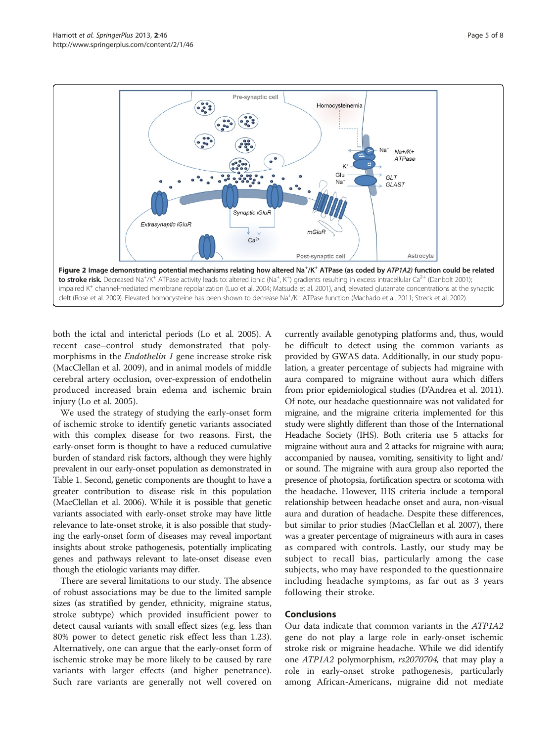**Figure 2 Image demonstrating potential mechanisms relating how altered $Na^+/K^+$ ATPase (as coded by *ATP1A2)* function could be related to stroke risk.** Decreased $Na^+/K^+$ ATPase activity leads to: altered ionic ($Na^+$, $K^+$) gradients resulting in excess intracellular $Ca^{2+}$ (Danbolt 2001); impaired $K^+$ channel-mediated membrane repolarization (Luo et al. 2004; Matsuda et al. 2001), and; elevated glutamate concentrations at the synaptic cleft (Rose et al. 2009). Elevated homocysteine has been shown to decrease $Na^+/K^+$ ATPase function (Machado et al. 2011; Streck et al. 2002).

both the ictal and interictal periods (Lo et al. 2005). A recent case–control study demonstrated that polymorphisms in the *Endothelin 1* gene increase stroke risk (MacClellan et al. 2009), and in animal models of middle cerebral artery occlusion, over-expression of endothelin produced increased brain edema and ischemic brain injury (Lo et al. 2005).

We used the strategy of studying the early-onset form of ischemic stroke to identify genetic variants associated with this complex disease for two reasons. First, the early-onset form is thought to have a reduced cumulative burden of standard risk factors, although they were highly prevalent in our early-onset population as demonstrated in Table 1. Second, genetic components are thought to have a greater contribution to disease risk in this population (MacClellan et al. 2006). While it is possible that genetic variants associated with early-onset stroke may have little relevance to late-onset stroke, it is also possible that studying the early-onset form of diseases may reveal important insights about stroke pathogenesis, potentially implicating genes and pathways relevant to late-onset disease even though the etiologic variants may differ.

There are several limitations to our study. The absence of robust associations may be due to the limited sample sizes (as stratified by gender, ethnicity, migraine status, stroke subtype) which provided insufficient power to detect causal variants with small effect sizes (e.g. less than 80% power to detect genetic risk effect less than 1.23). Alternatively, one can argue that the early-onset form of ischemic stroke may be more likely to be caused by rare variants with larger effects (and higher penetrance). Such rare variants are generally not well covered on currently available genotyping platforms and, thus, would be difficult to detect using the common variants as provided by GWAS data. Additionally, in our study population, a greater percentage of subjects had migraine with aura compared to migraine without aura which differs from prior epidemiological studies (D'Andrea et al. 2011). Of note, our headache questionnaire was not validated for migraine, and the migraine criteria implemented for this study were slightly different than those of the International Headache Society (IHS). Both criteria use 5 attacks for migraine without aura and 2 attacks for migraine with aura; accompanied by nausea, vomiting, sensitivity to light and/or sound. The migraine with aura group also reported the presence of photopsia, fortification spectra or scotoma with the headache. However, IHS criteria include a temporal relationship between headache onset and aura, non-visual aura and duration of headache. Despite these differences, but similar to prior studies (MacClellan et al. 2007), there was a greater percentage of migraineurs with aura in cases as compared with controls. Lastly, our study may be subject to recall bias, particularly among the case subjects, who may have responded to the questionnaire including headache symptoms, as far out as 3 years following their stroke.

## Conclusions

Our data indicate that common variants in the *ATP1A2* gene do not play a large role in early-onset ischemic stroke risk or migraine headache. While we did identify one *ATP1A2* polymorphism, *rs2070704,* that may play a role in early-onset stroke pathogenesis, particularly among African-Americans, migraine did not mediate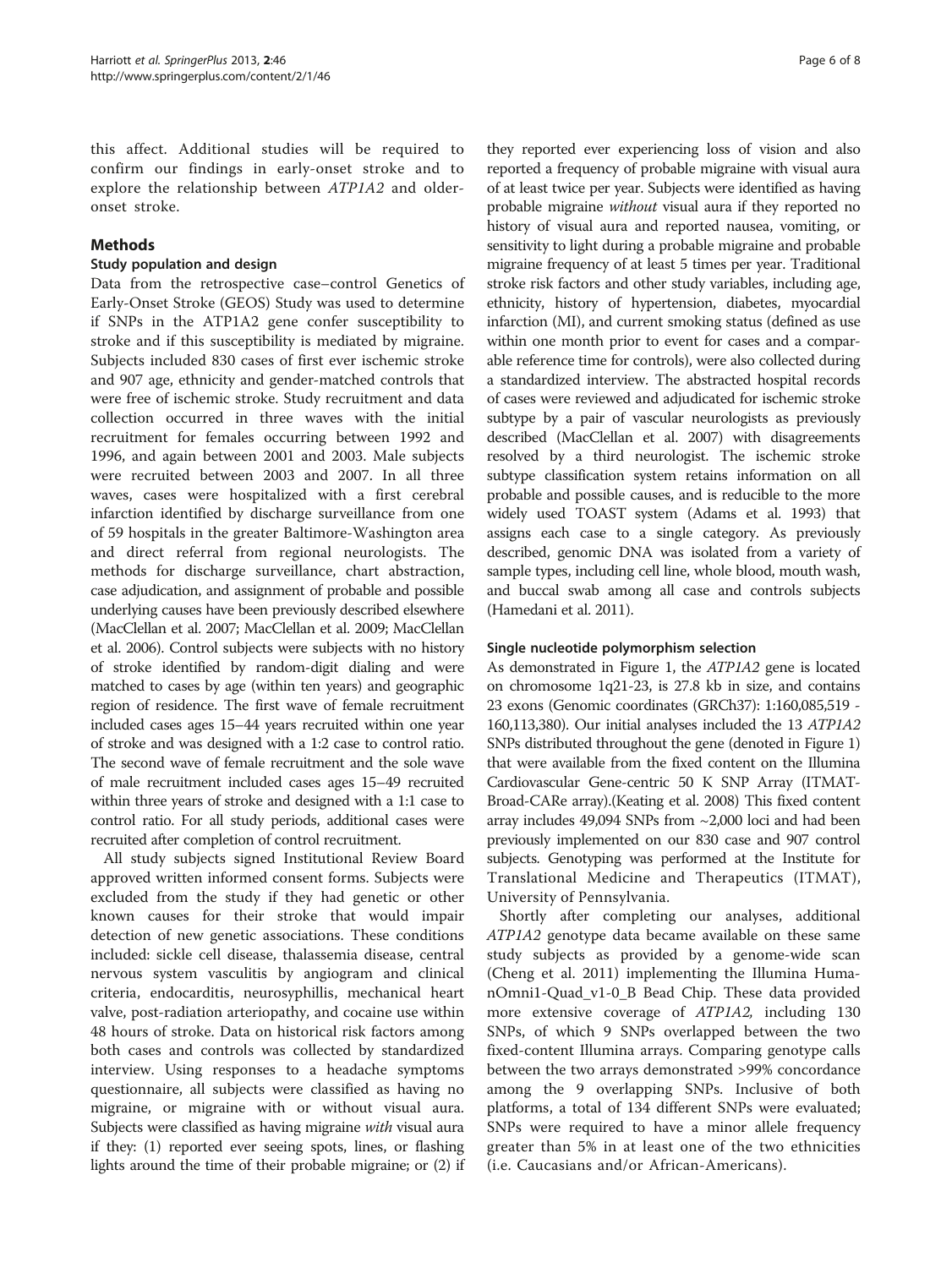this affect. Additional studies will be required to confirm our findings in early-onset stroke and to explore the relationship between *ATP1A2* and older-onset stroke.

## Methods

### Study population and design

Data from the retrospective case–control Genetics of Early-Onset Stroke (GEOS) Study was used to determine if SNPs in the ATP1A2 gene confer susceptibility to stroke and if this susceptibility is mediated by migraine. Subjects included 830 cases of first ever ischemic stroke and 907 age, ethnicity and gender-matched controls that were free of ischemic stroke. Study recruitment and data collection occurred in three waves with the initial recruitment for females occurring between 1992 and 1996, and again between 2001 and 2003. Male subjects were recruited between 2003 and 2007. In all three waves, cases were hospitalized with a first cerebral infarction identified by discharge surveillance from one of 59 hospitals in the greater Baltimore-Washington area and direct referral from regional neurologists. The methods for discharge surveillance, chart abstraction, case adjudication, and assignment of probable and possible underlying causes have been previously described elsewhere (MacClellan et al. 2007; MacClellan et al. 2009; MacClellan et al. 2006). Control subjects were subjects with no history of stroke identified by random-digit dialing and were matched to cases by age (within ten years) and geographic region of residence. The first wave of female recruitment included cases ages 15–44 years recruited within one year of stroke and was designed with a 1:2 case to control ratio. The second wave of female recruitment and the sole wave of male recruitment included cases ages 15–49 recruited within three years of stroke and designed with a 1:1 case to control ratio. For all study periods, additional cases were recruited after completion of control recruitment.

All study subjects signed Institutional Review Board approved written informed consent forms. Subjects were excluded from the study if they had genetic or other known causes for their stroke that would impair detection of new genetic associations. These conditions included: sickle cell disease, thalassemia disease, central nervous system vasculitis by angiogram and clinical criteria, endocarditis, neurosyphillis, mechanical heart valve, post-radiation arteriopathy, and cocaine use within 48 hours of stroke. Data on historical risk factors among both cases and controls was collected by standardized interview. Using responses to a headache symptoms questionnaire, all subjects were classified as having no migraine, or migraine with or without visual aura. Subjects were classified as having migraine *with* visual aura if they: (1) reported ever seeing spots, lines, or flashing lights around the time of their probable migraine; or (2) if they reported ever experiencing loss of vision and also reported a frequency of probable migraine with visual aura of at least twice per year. Subjects were identified as having probable migraine *without* visual aura if they reported no history of visual aura and reported nausea, vomiting, or sensitivity to light during a probable migraine and probable migraine frequency of at least 5 times per year. Traditional stroke risk factors and other study variables, including age, ethnicity, history of hypertension, diabetes, myocardial infarction (MI), and current smoking status (defined as use within one month prior to event for cases and a comparable reference time for controls), were also collected during a standardized interview. The abstracted hospital records of cases were reviewed and adjudicated for ischemic stroke subtype by a pair of vascular neurologists as previously described (MacClellan et al. 2007) with disagreements resolved by a third neurologist. The ischemic stroke subtype classification system retains information on all probable and possible causes, and is reducible to the more widely used TOAST system (Adams et al. 1993) that assigns each case to a single category. As previously described, genomic DNA was isolated from a variety of sample types, including cell line, whole blood, mouth wash, and buccal swab among all case and controls subjects (Hamedani et al. 2011).

### Single nucleotide polymorphism selection

As demonstrated in Figure 1, the *ATP1A2* gene is located on chromosome 1q21-23, is 27.8 kb in size, and contains 23 exons (Genomic coordinates (GRCh37): 1:160,085,519 - 160,113,380). Our initial analyses included the 13 *ATP1A2* SNPs distributed throughout the gene (denoted in Figure 1) that were available from the fixed content on the Illumina Cardiovascular Gene-centric 50 K SNP Array (ITMAT-Broad-CARe array).(Keating et al. 2008) This fixed content array includes 49,094 SNPs from ~2,000 loci and had been previously implemented on our 830 case and 907 control subjects. Genotyping was performed at the Institute for Translational Medicine and Therapeutics (ITMAT), University of Pennsylvania.

Shortly after completing our analyses, additional *ATP1A2* genotype data became available on these same study subjects as provided by a genome-wide scan (Cheng et al. 2011) implementing the Illumina HumanOmni1-Quad_v1-0_B Bead Chip. These data provided more extensive coverage of *ATP1A2*, including 130 SNPs, of which 9 SNPs overlapped between the two fixed-content Illumina arrays. Comparing genotype calls between the two arrays demonstrated >99% concordance among the 9 overlapping SNPs. Inclusive of both platforms, a total of 134 different SNPs were evaluated; SNPs were required to have a minor allele frequency greater than 5% in at least one of the two ethnicities (i.e. Caucasians and/or African-Americans).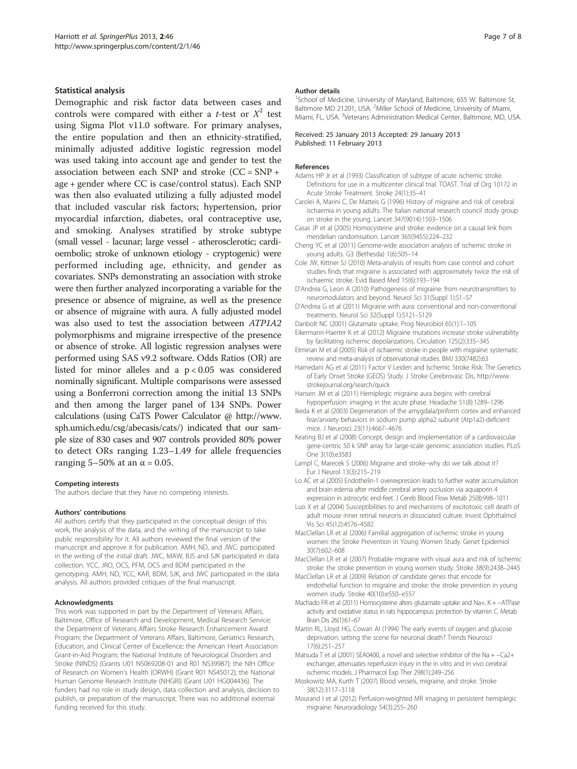### Statistical analysis

Demographic and risk factor data between cases and controls were compared with either a *t*-test or $X^2$ test using Sigma Plot v11.0 software. For primary analyses, the entire population and then an ethnicity-stratified, minimally adjusted additive logistic regression model was used taking into account age and gender to test the association between each SNP and stroke (CC = SNP + age + gender where CC is case/control status). Each SNP was then also evaluated utilizing a fully adjusted model that included vascular risk factors; hypertension, prior myocardial infarction, diabetes, oral contraceptive use, and smoking. Analyses stratified by stroke subtype (small vessel - lacunar; large vessel - atherosclerotic; cardioembolic; stroke of unknown etiology - cryptogenic) were performed including age, ethnicity, and gender as covariates. SNPs demonstrating an association with stroke were then further analyzed incorporating a variable for the presence or absence of migraine, as well as the presence or absence of migraine with aura. A fully adjusted model was also used to test the association between *ATP1A2* polymorphisms and migraine irrespective of the presence or absence of stroke. All logistic regression analyses were performed using SAS v9.2 software. Odds Ratios (OR) are listed for minor alleles and a $p < 0.05$ was considered nominally significant. Multiple comparisons were assessed using a Bonferroni correction among the initial 13 SNPs and then among the larger panel of 134 SNPs. Power calculations (using CaTS Power Calculator @ http://www.sph.umich.edu/csg/abecasis/cats/) indicated that our sample size of 830 cases and 907 controls provided 80% power to detect ORs ranging 1.23–1.49 for allele frequencies ranging 5–50% at an $\alpha = 0.05$.

#### Competing interests

The authors declare that they have no competing interests.

#### Authors' contributions

All authors certify that they participated in the conceptual design of this work, the analysis of the data, and the writing of the manuscript to take public responsibility for it. All authors reviewed the final version of the manuscript and approve it for publication. AMH, ND, and JWC: participated in the writing of the initial draft. JWC, MAW, BJS and SJK participated in data collection. YCC, JRO, OCS, PFM, OCS and BDM participated in the genotyping. AMH, ND, YCC, KAR, BDM, SJK, and JWC participated in the data analysis. All authors provided critiques of the final manuscript.

#### Acknowledgments

This work was supported in part by the Department of Veterans Affairs, Baltimore, Office of Research and Development, Medical Research Service; the Department of Veterans Affairs Stroke Research Enhancement Award Program; the Department of Veterans Affairs, Baltimore, Geriatrics Research, Education, and Clinical Center of Excellence; the American Heart Association Grant-in-Aid Program; the National Institute of Neurological Disorders and Stroke (NINDS) (Grants U01 NS069208-01 and R01 NS39987); the NIH Office of Research on Women's Health (ORWH) (Grant R01 NS45012); the National Human Genome Research Institute (NHGRI) (Grant U01 HG004436). The funders had no role in study design, data collection and analysis, decision to publish, or preparation of the manuscript. There was no additional external funding received for this study.

#### Author details

[1]School of Medicine, University of Maryland, Baltimore, 655 W. Baltimore St, Baltimore MD 21201, USA. [2]Miller School of Medicine, University of Miami, Miami, FL, USA. [3]Veterans Administration Medical Center, Baltimore, MD, USA.

Received: 25 January 2013 Accepted: 29 January 2013
Published: 11 February 2013

#### References

Adams HP Jr et al (1993) Classification of subtype of acute ischemic stroke. Definitions for use in a multicenter clinical trial. TOAST. Trial of Org 10172 in Acute Stroke Treatment. Stroke 24(1):35–41

Carolei A, Marini C, De Matteis G (1996) History of migraine and risk of cerebral ischaemia in young adults. The Italian national research council study group on stroke in the young. Lancet 347(9014):1503–1506

Casas JP et al (2005) Homocysteine and stroke: evidence on a causal link from mendelian randomisation. Lancet 365(9455):224–232

Cheng YC et al (2011) Genome-wide association analysis of ischemic stroke in young adults. G3 (Bethesda) 1(6):505–14

Cole JW, Kittner SJ (2010) Meta-analysis of results from case control and cohort studies finds that migraine is associated with approximately twice the risk of ischaemic stroke. Evid Based Med 15(6):193–194

D'Andrea G, Leon A (2010) Pathogenesis of migraine: from neurotransmitters to neuromodulators and beyond. Neurol Sci 31(Suppl 1):S1–S7

D'Andrea G et al (2011) Migraine with aura: conventional and non-conventional treatments. Neurol Sci 32(Suppl 1):S121–S129

Danbolt NC (2001) Glutamate uptake. Prog Neurobiol 65(1):1–105

Eikermann-Haerter K et al (2012) Migraine mutations increase stroke vulnerability by facilitating ischemic depolarizations. Circulation 125(2):335–345

Etminan M et al (2005) Risk of ischaemic stroke in people with migraine: systematic review and meta-analysis of observational studies. BMJ 330(7482):63

Hamedani AG et al (2011) Factor V Leiden and Ischemic Stroke Risk: The Genetics of Early Onset Stroke (GEOS) Study. J Stroke Cerebrovasc Dis, http://www.strokejournal.org/search/quick

Hansen JM et al (2011) Hemiplegic migraine aura begins with cerebral hypoperfusion: imaging in the acute phase. Headache 51(8):1289–1296

Ikeda K et al (2003) Degeneration of the amygdala/piriform cortex and enhanced fear/anxiety behaviors in sodium pump alpha2 subunit (Atp1a2)-deficient mice. J Neurosci 23(11):4667–4676

Keating BJ et al (2008) Concept, design and implementation of a cardiovascular gene-centric 50 k SNP array for large-scale genomic association studies. PLoS One 3(10):e3583

Lampl C, Marecek S (2006) Migraine and stroke–why do we talk about it? Eur J Neurol 13(3):215–219

Lo AC et al (2005) Endothelin-1 overexpression leads to further water accumulation and brain edema after middle cerebral artery occlusion via aquaporin 4 expression in astrocytic end-feet. J Cereb Blood Flow Metab 25(8):998–1011

Luo X et al (2004) Susceptibilities to and mechanisms of excitotoxic cell death of adult mouse inner retinal neurons in dissociated culture. Invest Ophthalmol Vis Sci 45(12):4576–4582

MacClellan LR et al (2006) Familial aggregation of ischemic stroke in young women: the Stroke Prevention in Young Women Study. Genet Epidemiol 30(7):602–608

MacClellan LR et al (2007) Probable migraine with visual aura and risk of ischemic stroke: the stroke prevention in young women study. Stroke 38(9):2438–2445

MacClellan LR et al (2009) Relation of candidate genes that encode for endothelial function to migraine and stroke: the stroke prevention in young women study. Stroke 40(10):e550–e557

Machado FR et al (2011) Homocysteine alters glutamate uptake and Na+, K + –ATPase activity and oxidative status in rats hippocampus: protection by vitamin C. Metab Brain Dis 26(1):61–67

Martin RL, Lloyd HG, Cowan AI (1994) The early events of oxygen and glucose deprivation: setting the scene for neuronal death? Trends Neurosci 17(6):251–257

Matsuda T et al (2001) SEA0400, a novel and selective inhibitor of the Na + –Ca2+ exchanger, attenuates reperfusion injury in the in vitro and in vivo cerebral ischemic models. J Pharmacol Exp Ther 298(1):249–256

Moskowitz MA, Kurth T (2007) Blood vessels, migraine, and stroke. Stroke 38(12):3117–3118

Mourand I et al (2012) Perfusion-weighted MR imaging in persistent hemiplegic migraine. Neuroradiology 54(3):255–260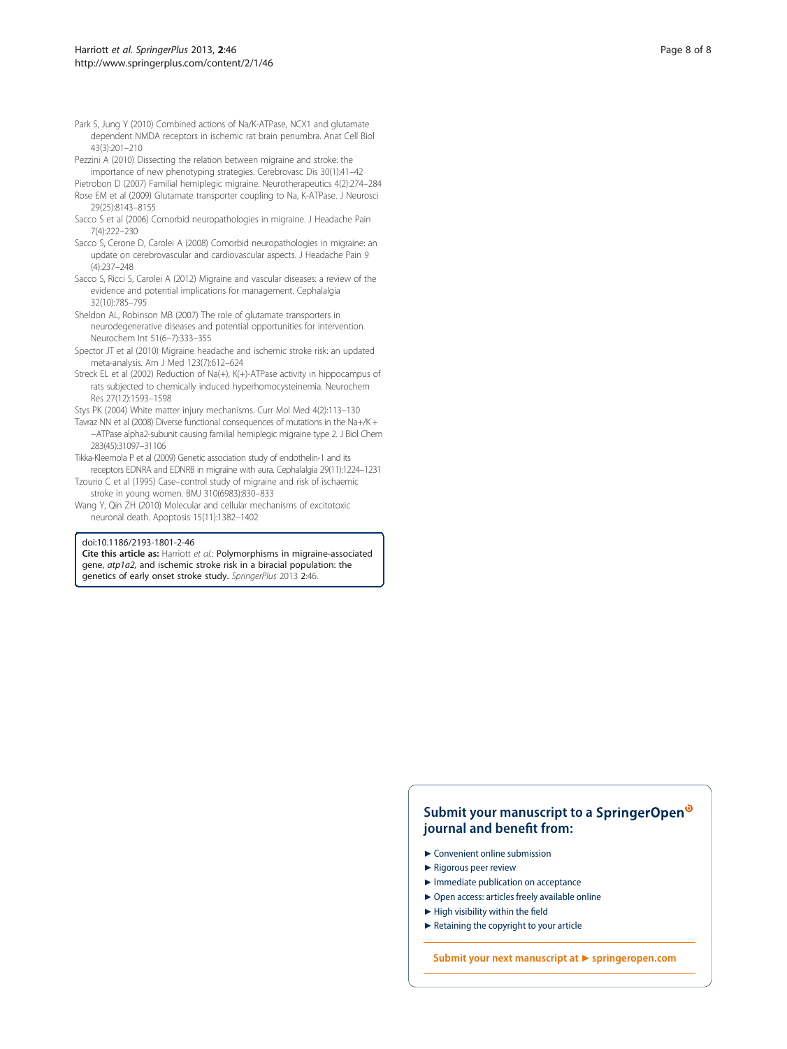Park S, Jung Y (2010) Combined actions of Na/K-ATPase, NCX1 and glutamate dependent NMDA receptors in ischemic rat brain penumbra. Anat Cell Biol 43(3):201–210

Pezzini A (2010) Dissecting the relation between migraine and stroke: the importance of new phenotyping strategies. Cerebrovasc Dis 30(1):41–42

Pietrobon D (2007) Familial hemiplegic migraine. Neurotherapeutics 4(2):274–284

Rose EM et al (2009) Glutamate transporter coupling to Na, K-ATPase. J Neurosci 29(25):8143–8155

Sacco S et al (2006) Comorbid neuropathologies in migraine. J Headache Pain 7(4):222–230

Sacco S, Cerone D, Carolei A (2008) Comorbid neuropathologies in migraine: an update on cerebrovascular and cardiovascular aspects. J Headache Pain 9 (4):237–248

Sacco S, Ricci S, Carolei A (2012) Migraine and vascular diseases: a review of the evidence and potential implications for management. Cephalalgia 32(10):785–795

Sheldon AL, Robinson MB (2007) The role of glutamate transporters in neurodegenerative diseases and potential opportunities for intervention. Neurochem Int 51(6–7):333–355

Spector JT et al (2010) Migraine headache and ischemic stroke risk: an updated meta-analysis. Am J Med 123(7):612–624

Streck EL et al (2002) Reduction of Na(+), K(+)-ATPase activity in hippocampus of rats subjected to chemically induced hyperhomocysteinemia. Neurochem Res 27(12):1593–1598

Stys PK (2004) White matter injury mechanisms. Curr Mol Med 4(2):113–130

Tavraz NN et al (2008) Diverse functional consequences of mutations in the Na+/K+ –ATPase alpha2-subunit causing familial hemiplegic migraine type 2. J Biol Chem 283(45):31097–31106

Tikka-Kleemola P et al (2009) Genetic association study of endothelin-1 and its receptors EDNRA and EDNRB in migraine with aura. Cephalalgia 29(11):1224–1231

Tzourio C et al (1995) Case–control study of migraine and risk of ischaemic stroke in young women. BMJ 310(6983):830–833

Wang Y, Qin ZH (2010) Molecular and cellular mechanisms of excitotoxic neuronal death. Apoptosis 15(11):1382–1402

doi:10.1186/2193-1801-2-46

**Cite this article as:** Harriott *et al.*: Polymorphisms in migraine-associated gene, *atp1a2*, and ischemic stroke risk in a biracial population: the genetics of early onset stroke study. *SpringerPlus* 2013 **2**:46.

**Submit your manuscript to a SpringerOpen journal and benefit from:**

- ► Convenient online submission
- ► Rigorous peer review
- ► Immediate publication on acceptance
- ► Open access: articles freely available online
- ► High visibility within the field
- ► Retaining the copyright to your article

**Submit your next manuscript at ► springeropen.com**